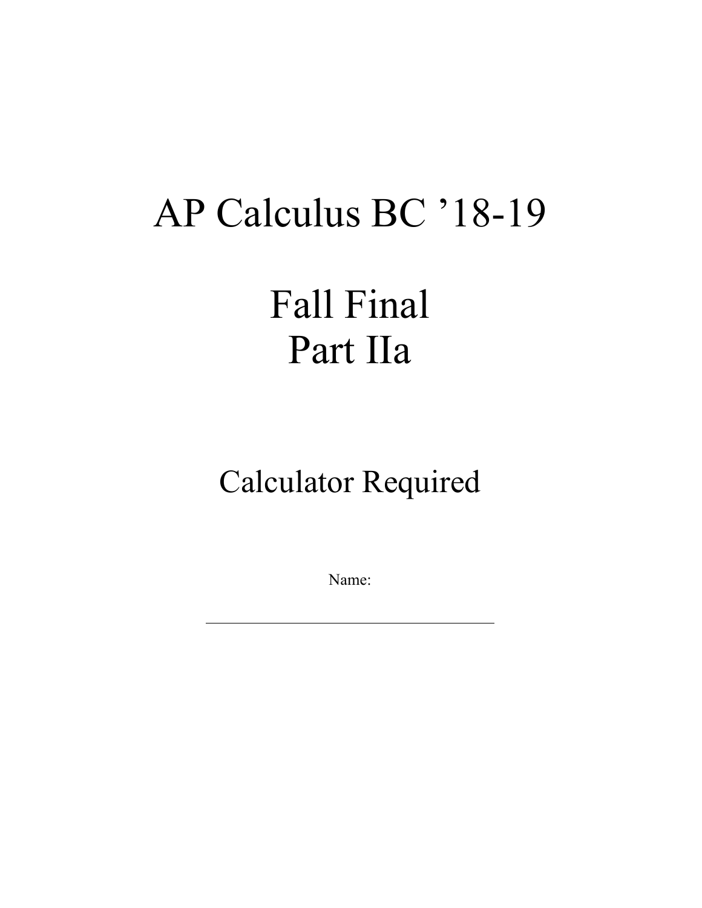# AP Calculus BC ’18-19

# Fall Final
# Part IIa

## Calculator Required

Name:

___________________________________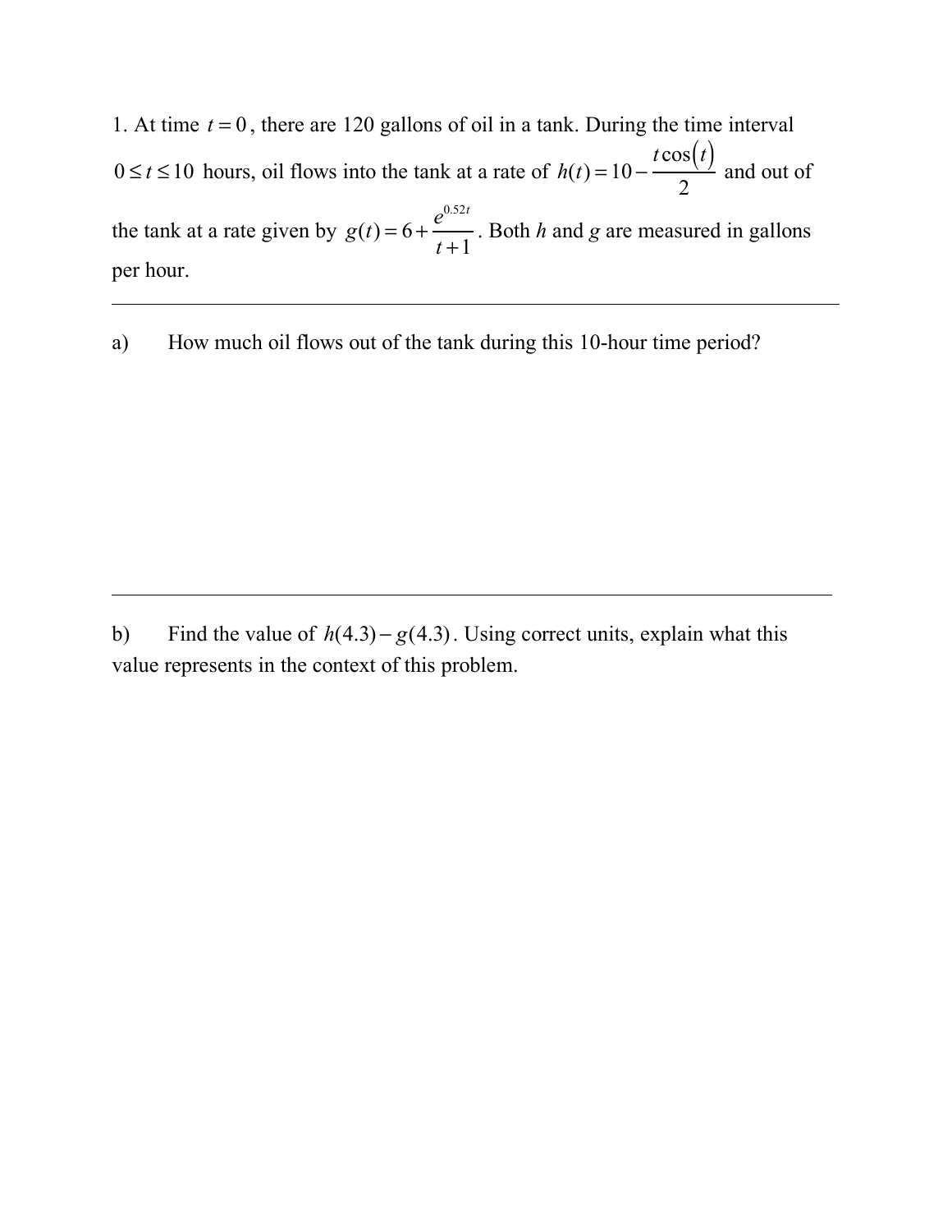1. At time $t = 0$, there are 120 gallons of oil in a tank. During the time interval $0 \le t \le 10$ hours, oil flows into the tank at a rate of $h(t) = 10 - \frac{t\cos(t)}{2}$ and out of the tank at a rate given by $g(t) = 6 + \frac{e^{0.52t}}{t+1}$. Both $h$ and $g$ are measured in gallons per hour.

---

a) How much oil flows out of the tank during this 10-hour time period?

---

b) Find the value of $h(4.3) - g(4.3)$. Using correct units, explain what this value represents in the context of this problem.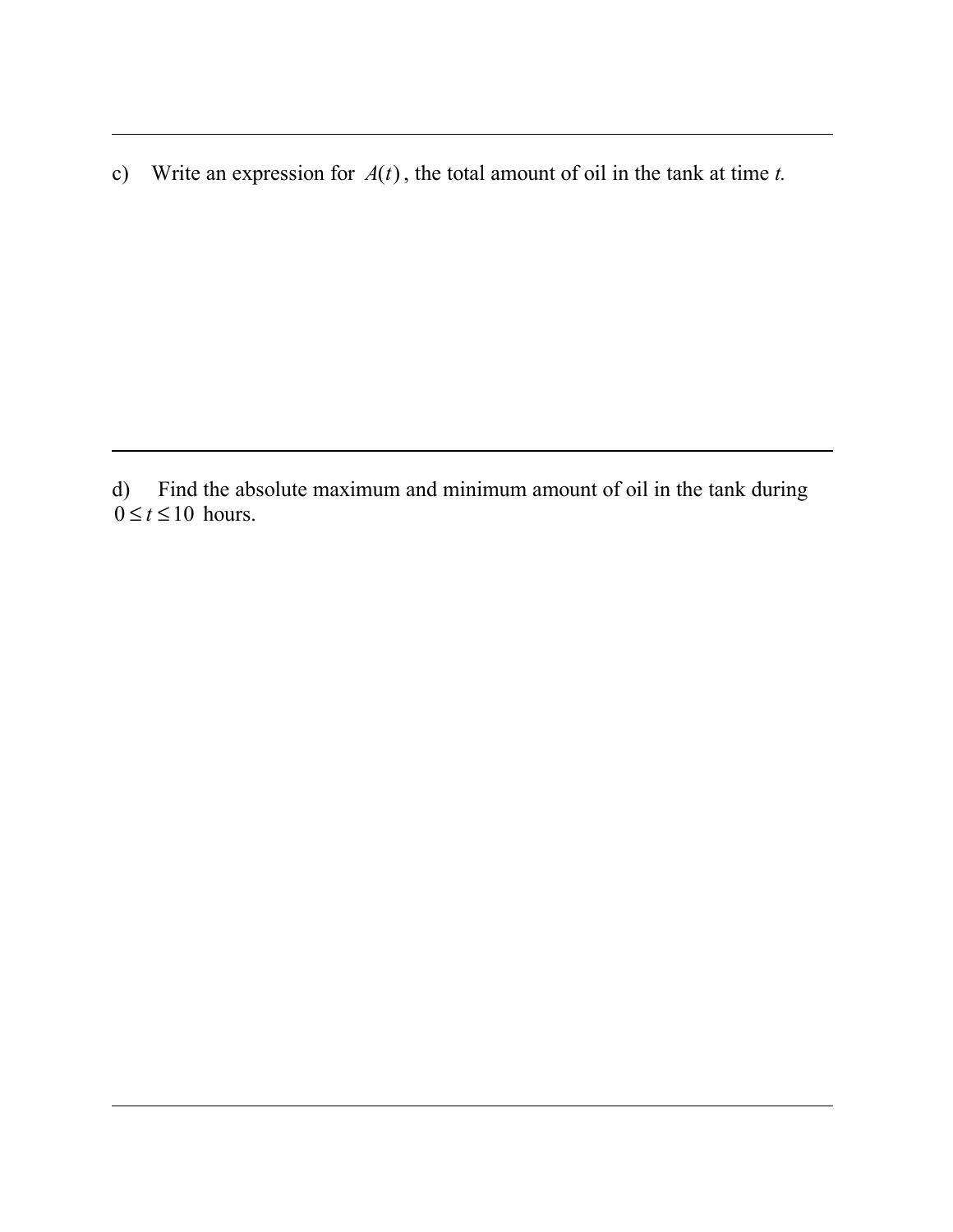c) Write an expression for $A(t)$, the total amount of oil in the tank at time $t$.

d) Find the absolute maximum and minimum amount of oil in the tank during $0 \leq t \leq 10$ hours.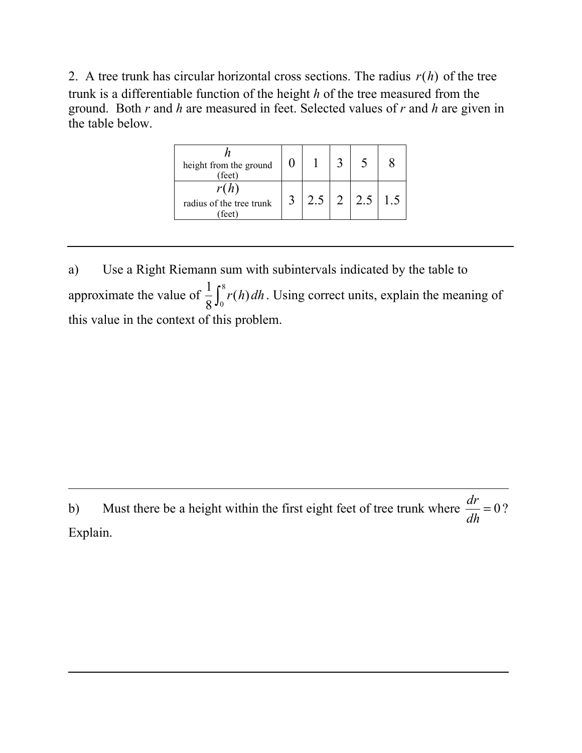2. A tree trunk has circular horizontal cross sections. The radius $r(h)$ of the tree trunk is a differentiable function of the height $h$ of the tree measured from the ground. Both $r$ and $h$ are measured in feet. Selected values of $r$ and $h$ are given in the table below.

| $h$ height from the ground (feet) | 0 | 1 | 3 | 5 | 8 |
|---|---|---|---|---|---|
| $r(h)$ radius of the tree trunk (feet) | 3 | 2.5 | 2 | 2.5 | 1.5 |

---

a) Use a Right Riemann sum with subintervals indicated by the table to approximate the value of $\frac{1}{8}\int_0^8 r(h)\,dh$. Using correct units, explain the meaning of this value in the context of this problem.

---

b) Must there be a height within the first eight feet of tree trunk where $\frac{dr}{dh} = 0$? Explain.

---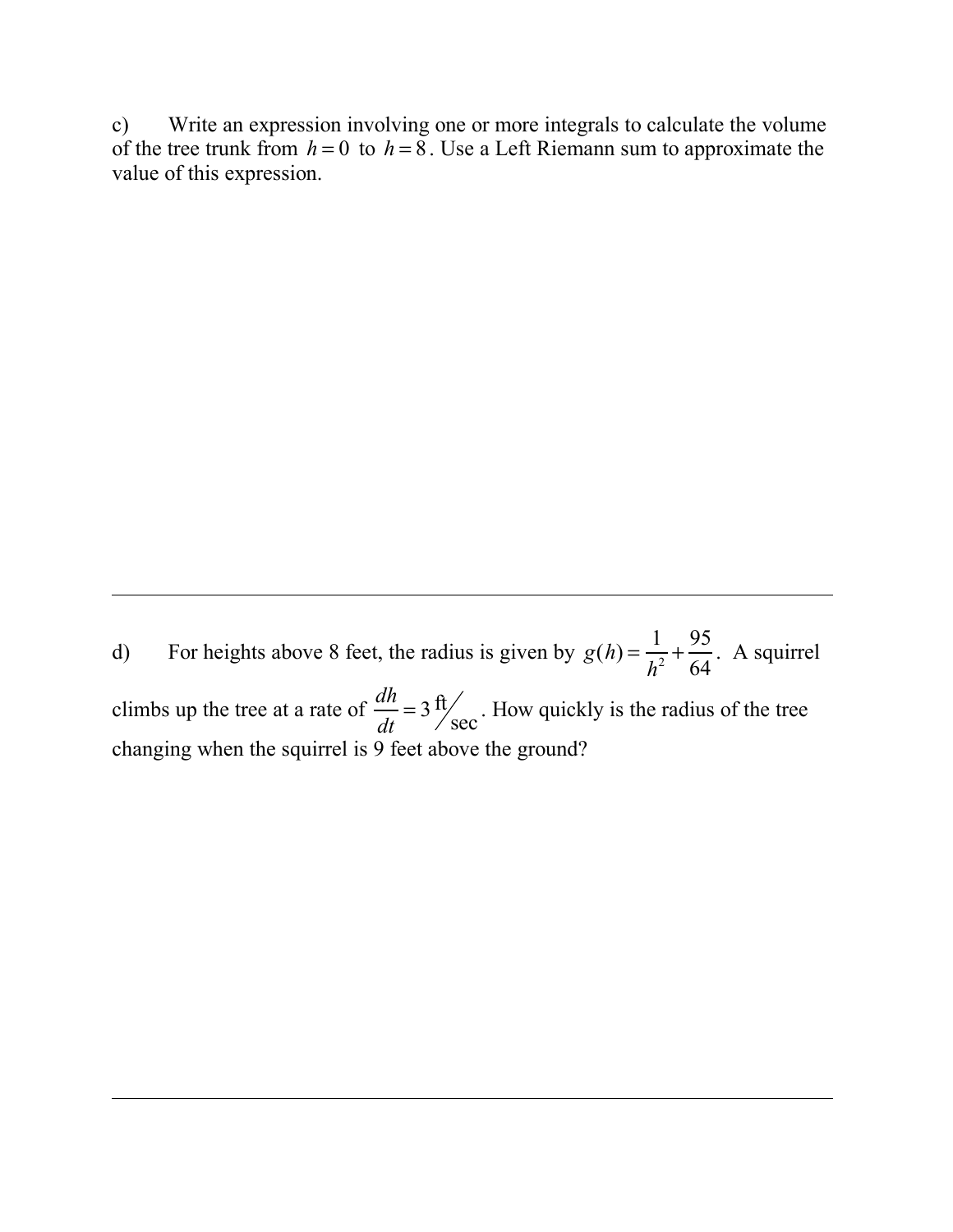c) Write an expression involving one or more integrals to calculate the volume of the tree trunk from $h = 0$ to $h = 8$. Use a Left Riemann sum to approximate the value of this expression.

---

d) For heights above 8 feet, the radius is given by $g(h) = \frac{1}{h^2} + \frac{95}{64}$. A squirrel climbs up the tree at a rate of $\frac{dh}{dt} = 3 \text{ ft/sec}$. How quickly is the radius of the tree changing when the squirrel is 9 feet above the ground?

---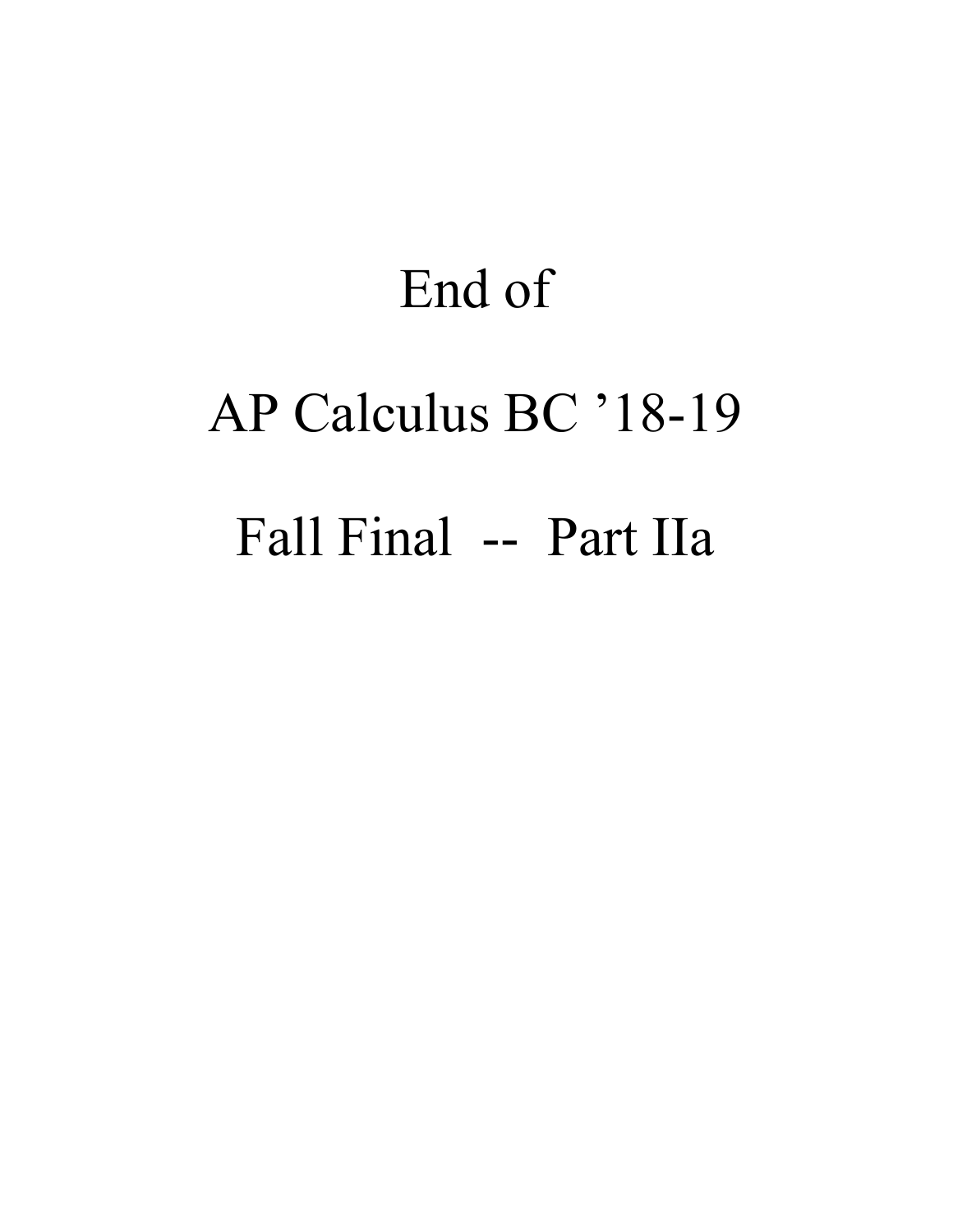# End of

# AP Calculus BC '18-19

# Fall Final -- Part IIa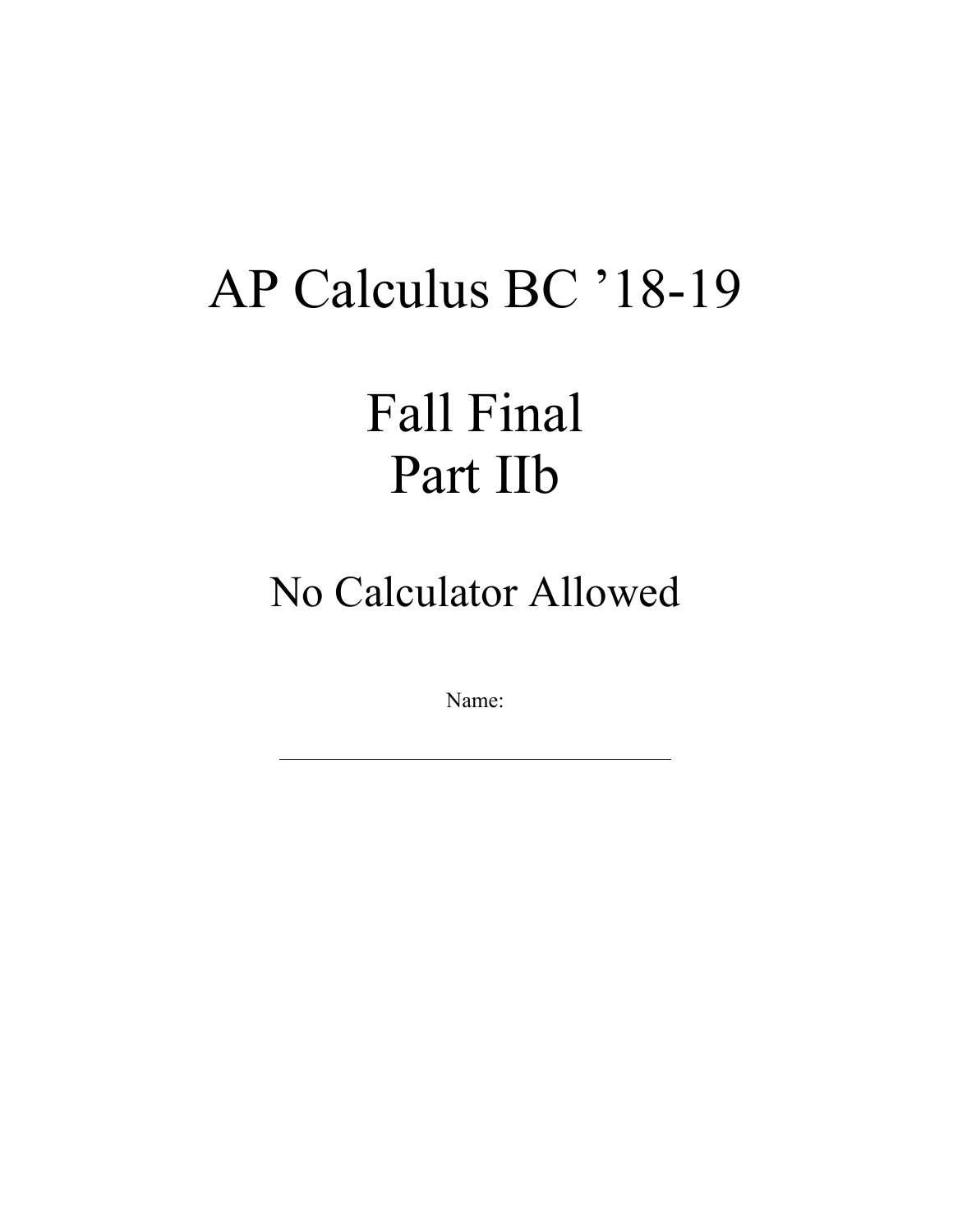# AP Calculus BC ’18-19

# Fall Final
# Part IIb

## No Calculator Allowed

Name:

\_\_\_\_\_\_\_\_\_\_\_\_\_\_\_\_\_\_\_\_\_\_\_\_\_\_\_\_\_\_\_\_\_\_\_\_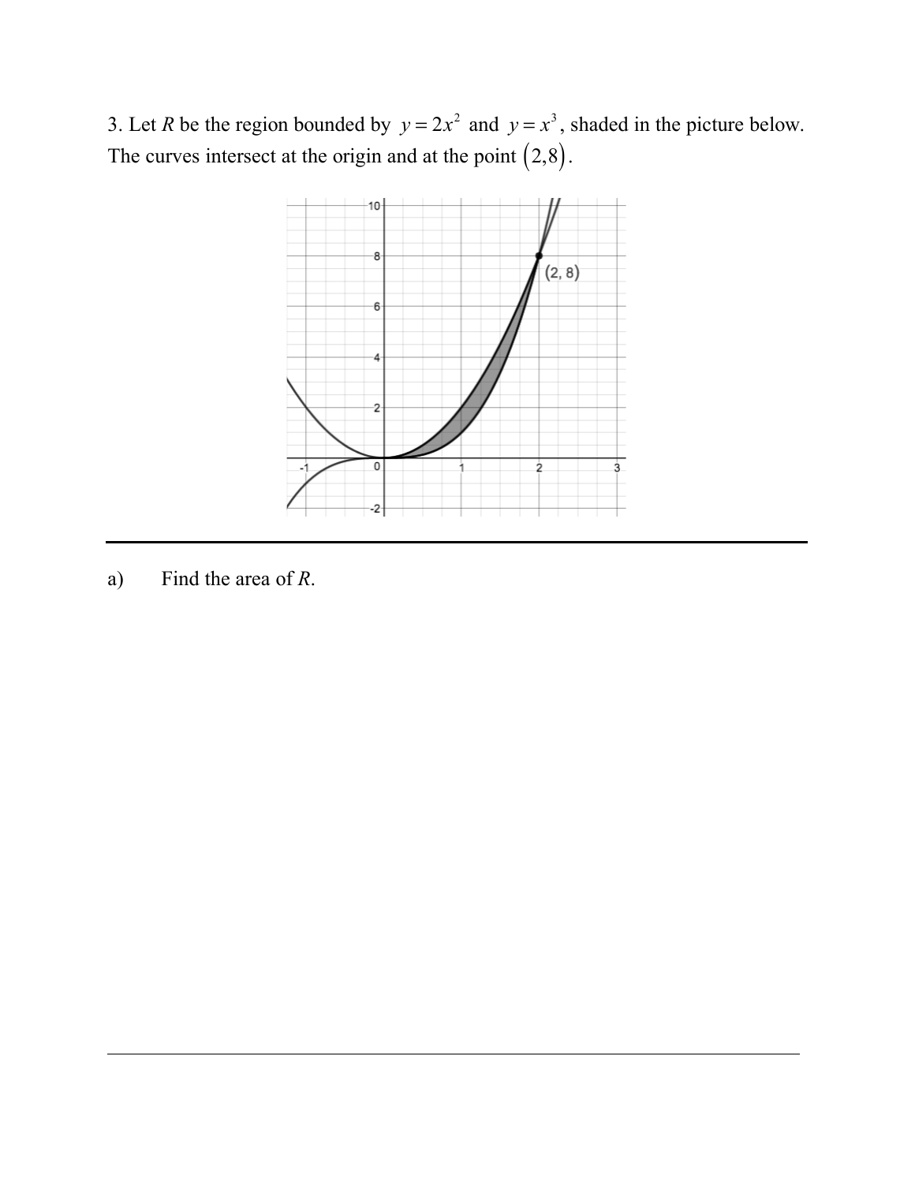3. Let $R$ be the region bounded by $y = 2x^2$ and $y = x^3$, shaded in the picture below. The curves intersect at the origin and at the point $(2,8)$.

10

8

6

4

2

-2

-1

0

1

2

3

(2, 8)

a) Find the area of $R$.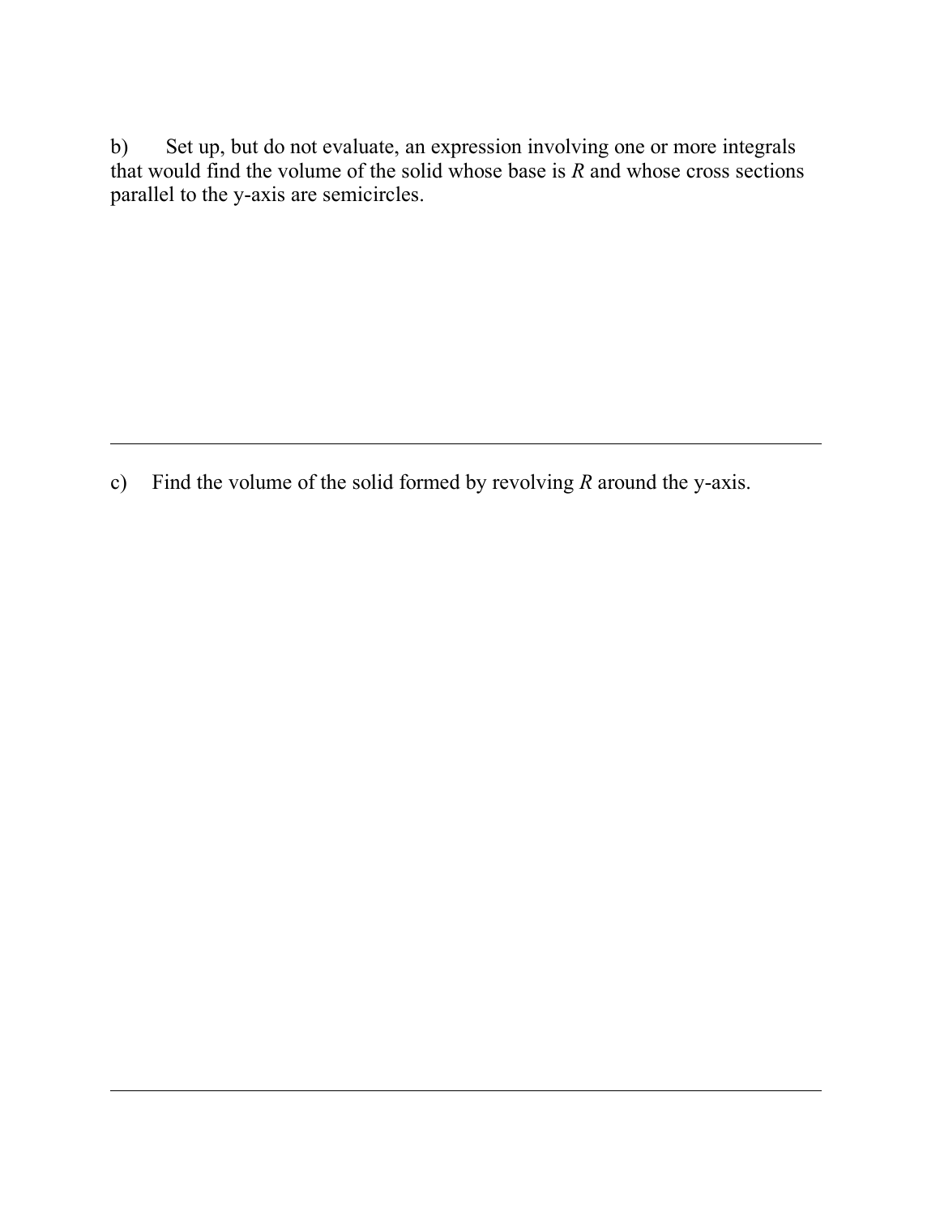b) Set up, but do not evaluate, an expression involving one or more integrals that would find the volume of the solid whose base is *R* and whose cross sections parallel to the y-axis are semicircles.

---

c) Find the volume of the solid formed by revolving *R* around the y-axis.

---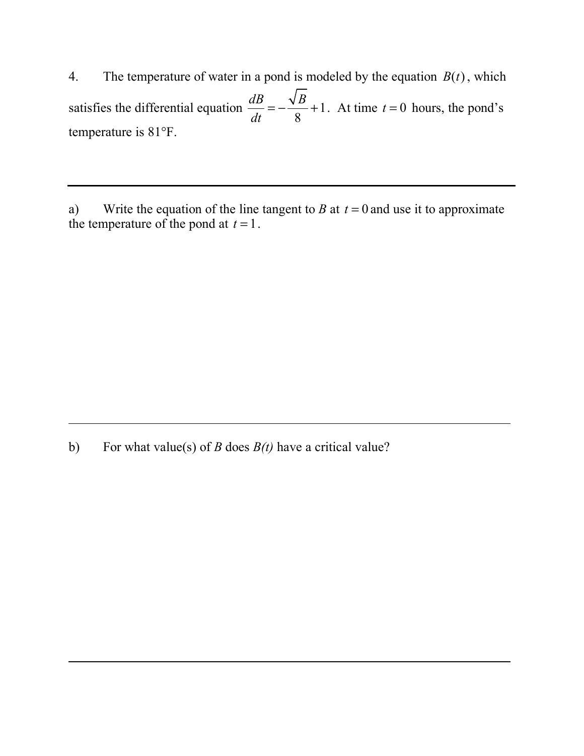4. The temperature of water in a pond is modeled by the equation $B(t)$, which satisfies the differential equation $\frac{dB}{dt} = -\frac{\sqrt{B}}{8} + 1$. At time $t = 0$ hours, the pond's temperature is 81°F.

---

a) Write the equation of the line tangent to $B$ at $t = 0$ and use it to approximate the temperature of the pond at $t = 1$.

---

b) For what value(s) of $B$ does $B(t)$ have a critical value?

---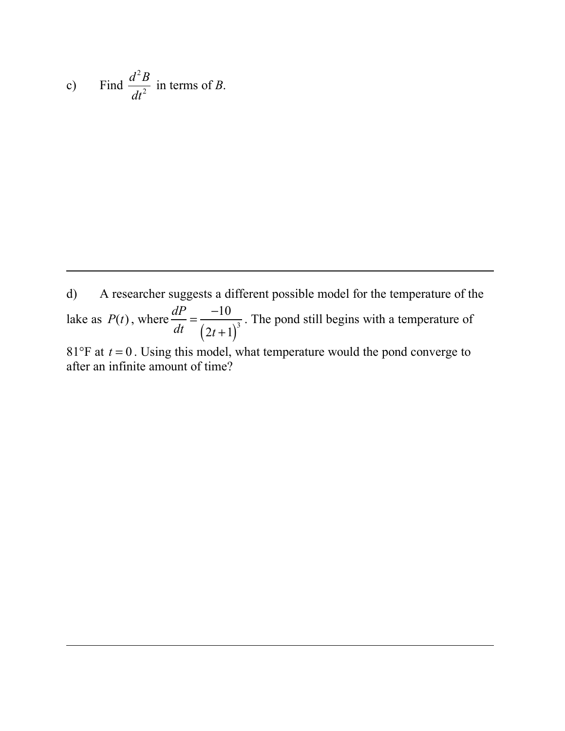c) Find $\frac{d^2B}{dt^2}$ in terms of $B$.

---

d) A researcher suggests a different possible model for the temperature of the lake as $P(t)$, where $\frac{dP}{dt} = \frac{-10}{(2t+1)^3}$. The pond still begins with a temperature of 81°F at $t = 0$. Using this model, what temperature would the pond converge to after an infinite amount of time?

---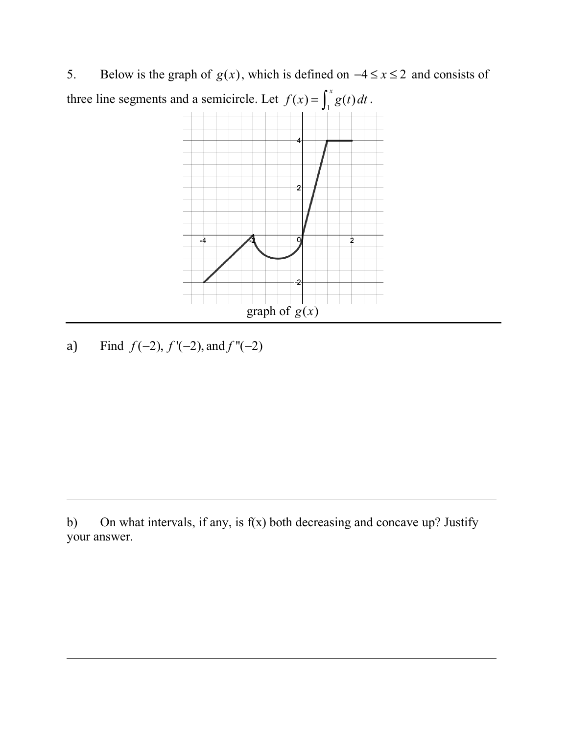5. Below is the graph of $g(x)$, which is defined on $-4 \le x \le 2$ and consists of three line segments and a semicircle. Let $f(x) = \int_1^x g(t)\,dt$.

4
2
-4
-2
0
2
-2
graph of $g(x)$

---

a) Find $f(-2)$, $f'(-2)$, and $f''(-2)$

---

b) On what intervals, if any, is f(x) both decreasing and concave up? Justify your answer.

---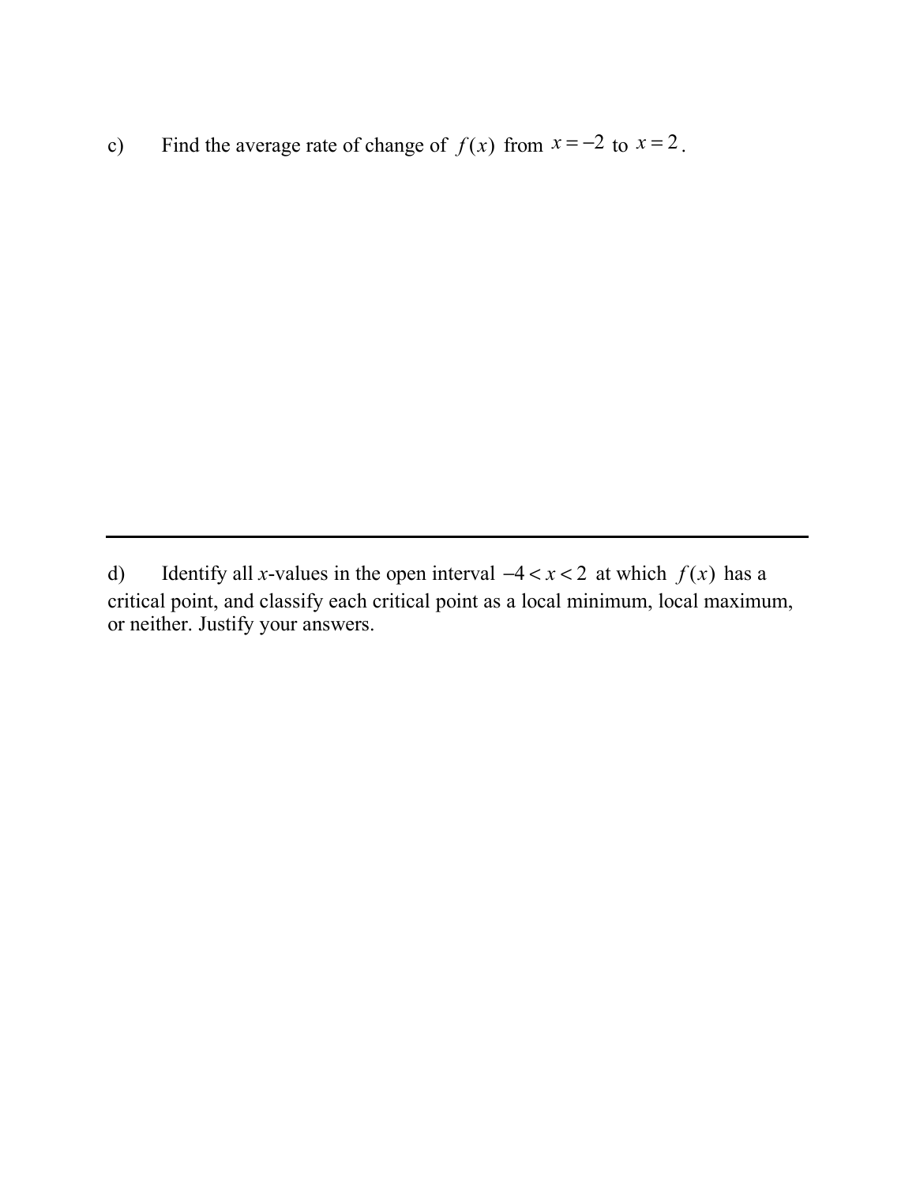c) Find the average rate of change of $f(x)$ from $x = -2$ to $x = 2$.

---

d) Identify all $x$-values in the open interval $-4 < x < 2$ at which $f(x)$ has a critical point, and classify each critical point as a local minimum, local maximum, or neither. Justify your answers.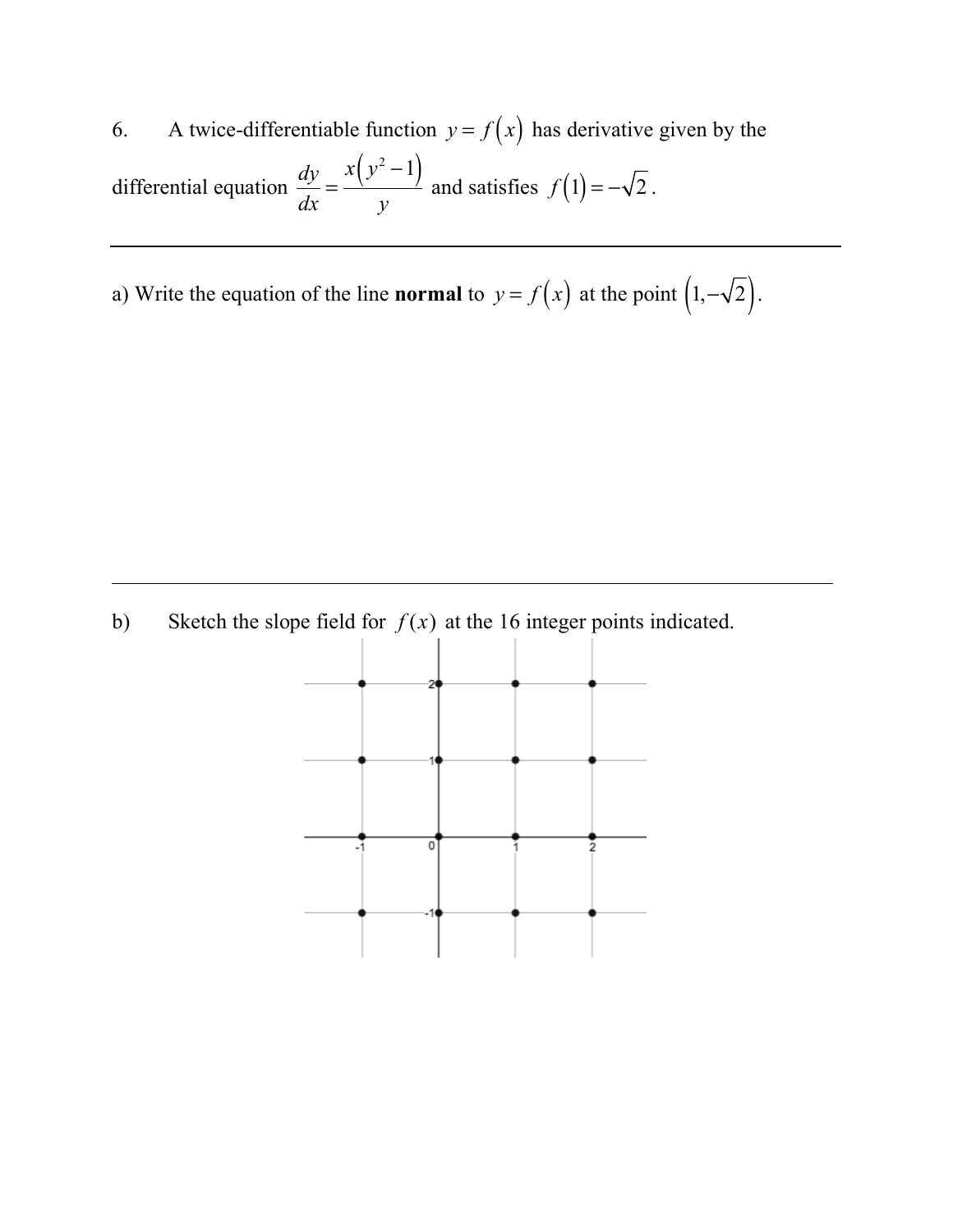6. A twice-differentiable function $y = f(x)$ has derivative given by the differential equation $\frac{dy}{dx} = \frac{x(y^2 - 1)}{y}$ and satisfies $f(1) = -\sqrt{2}$.

---

a) Write the equation of the line **normal** to $y = f(x)$ at the point $(1, -\sqrt{2})$.

---

b) Sketch the slope field for $f(x)$ at the 16 integer points indicated.

2
1
-1
0
1
2
-1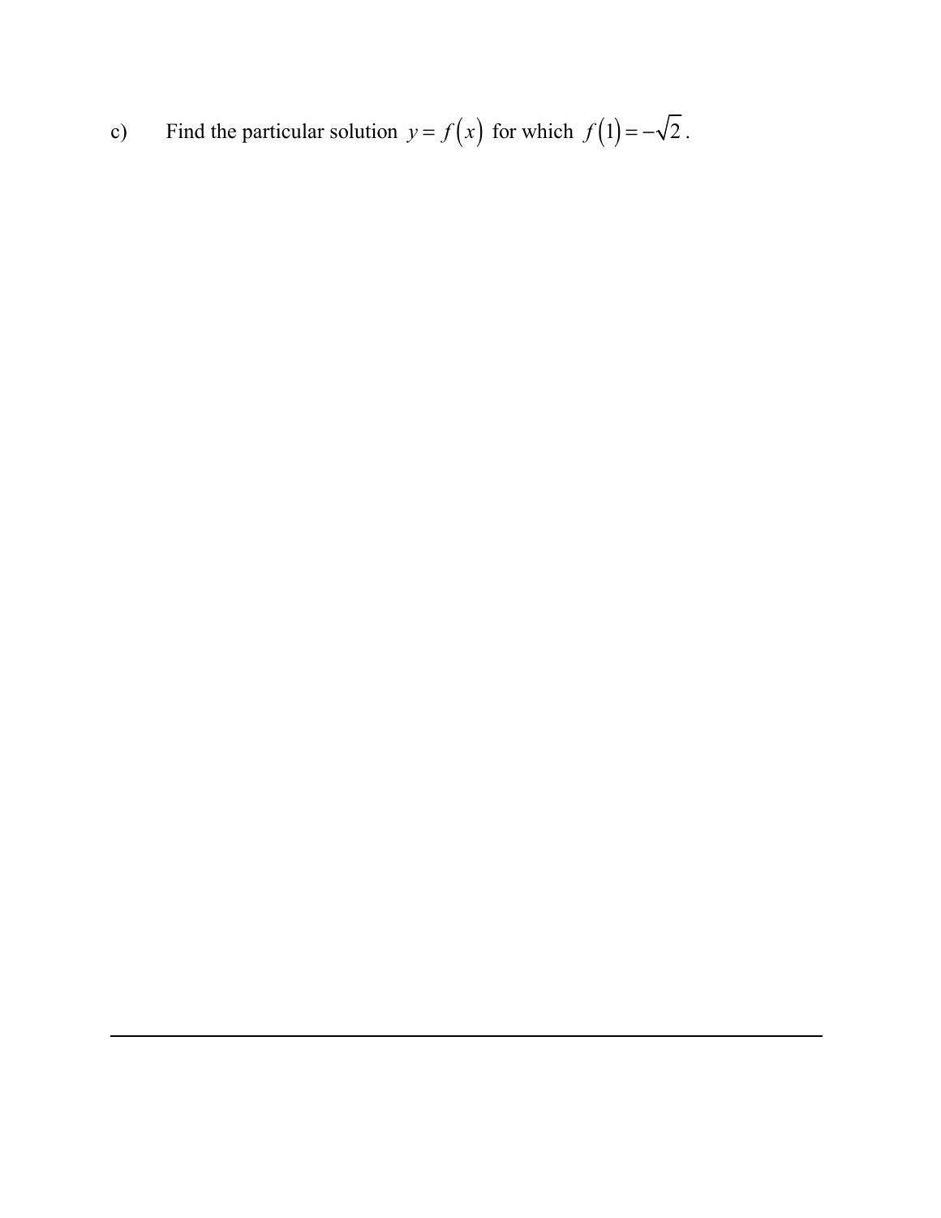c) Find the particular solution $y = f(x)$ for which $f(1) = -\sqrt{2}$.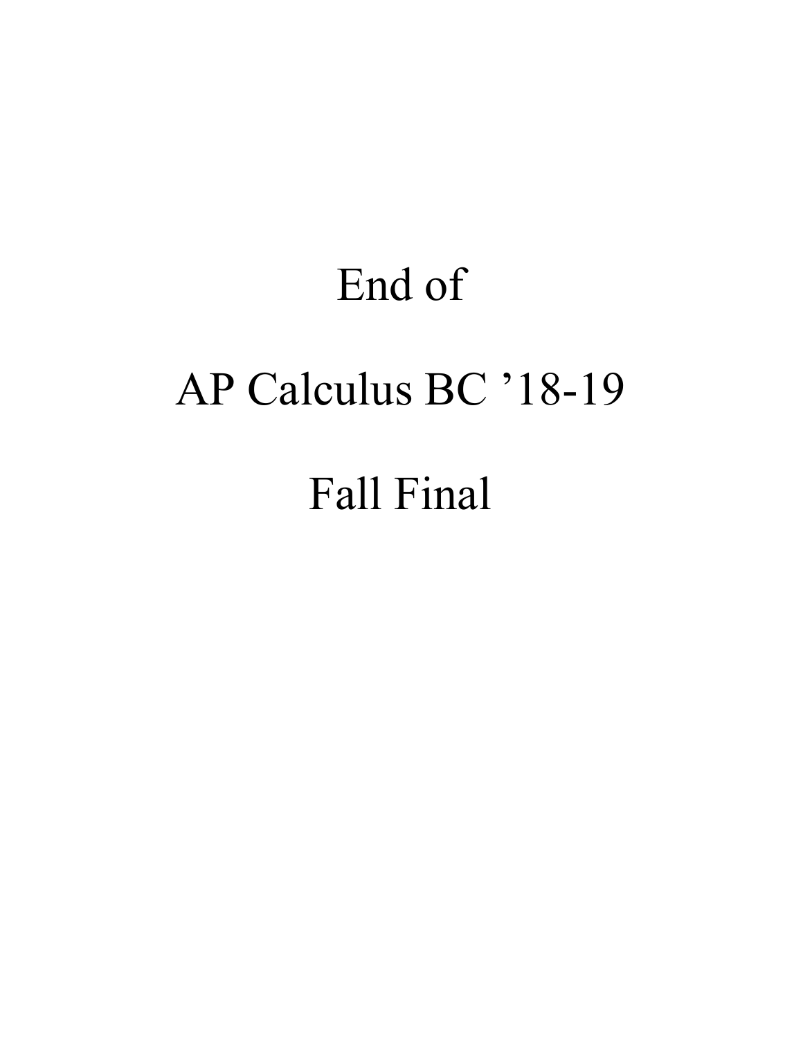# End of

# AP Calculus BC ’18-19

# Fall Final